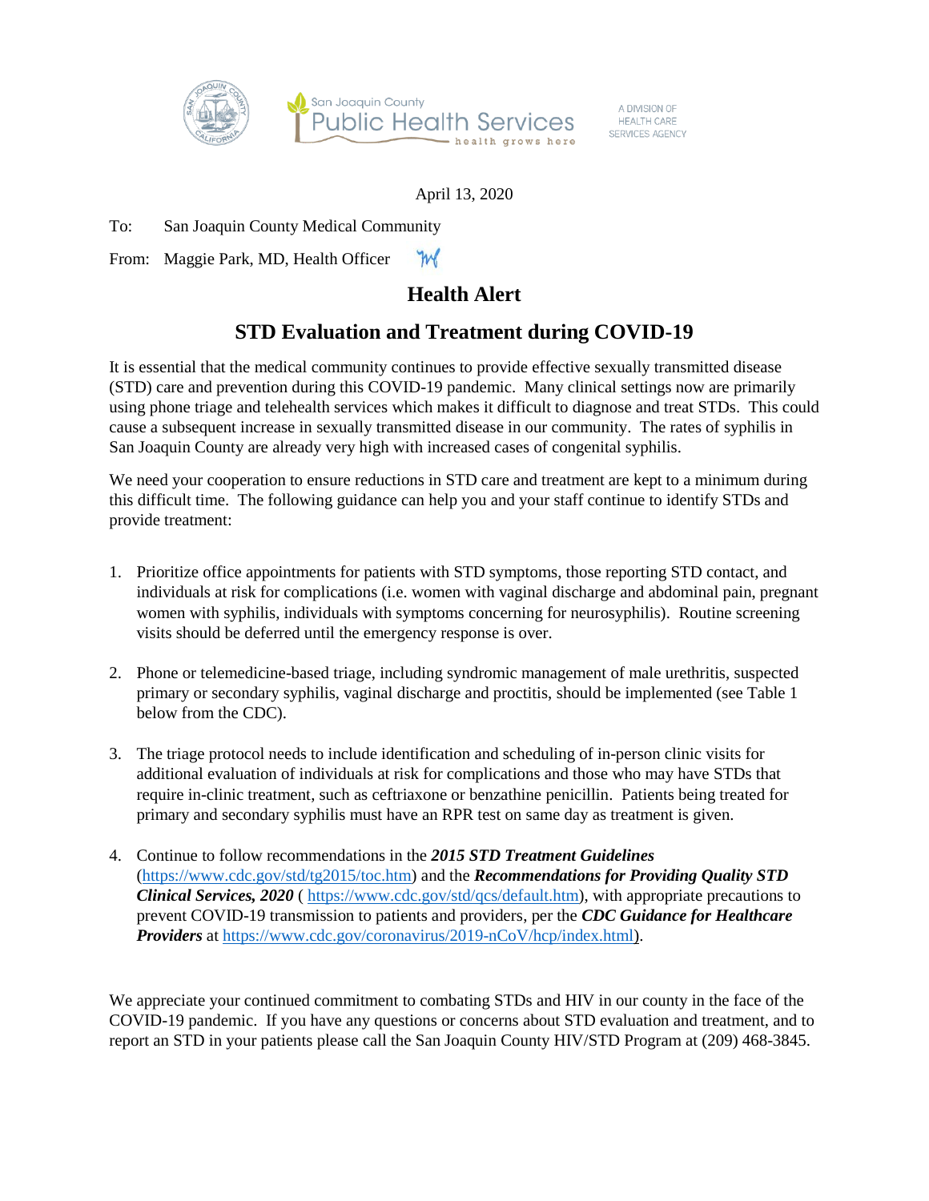San Joaquin County Public Health Services — health grows here

A DIVISION OF HEALTH CARE SERVICES AGENCY

April 13, 2020

To: San Joaquin County Medical Community

From: Maggie Park, MD, Health Officer

# Health Alert

## STD Evaluation and Treatment during COVID-19

It is essential that the medical community continues to provide effective sexually transmitted disease (STD) care and prevention during this COVID-19 pandemic. Many clinical settings now are primarily using phone triage and telehealth services which makes it difficult to diagnose and treat STDs. This could cause a subsequent increase in sexually transmitted disease in our community. The rates of syphilis in San Joaquin County are already very high with increased cases of congenital syphilis.

We need your cooperation to ensure reductions in STD care and treatment are kept to a minimum during this difficult time. The following guidance can help you and your staff continue to identify STDs and provide treatment:

1. Prioritize office appointments for patients with STD symptoms, those reporting STD contact, and individuals at risk for complications (i.e. women with vaginal discharge and abdominal pain, pregnant women with syphilis, individuals with symptoms concerning for neurosyphilis). Routine screening visits should be deferred until the emergency response is over.

2. Phone or telemedicine-based triage, including syndromic management of male urethritis, suspected primary or secondary syphilis, vaginal discharge and proctitis, should be implemented (see Table 1 below from the CDC).

3. The triage protocol needs to include identification and scheduling of in-person clinic visits for additional evaluation of individuals at risk for complications and those who may have STDs that require in-clinic treatment, such as ceftriaxone or benzathine penicillin. Patients being treated for primary and secondary syphilis must have an RPR test on same day as treatment is given.

4. Continue to follow recommendations in the ***2015 STD Treatment Guidelines*** (https://www.cdc.gov/std/tg2015/toc.htm) and the ***Recommendations for Providing Quality STD Clinical Services, 2020*** ( https://www.cdc.gov/std/qcs/default.htm), with appropriate precautions to prevent COVID-19 transmission to patients and providers, per the ***CDC Guidance for Healthcare Providers*** at https://www.cdc.gov/coronavirus/2019-nCoV/hcp/index.html).

We appreciate your continued commitment to combating STDs and HIV in our county in the face of the COVID-19 pandemic. If you have any questions or concerns about STD evaluation and treatment, and to report an STD in your patients please call the San Joaquin County HIV/STD Program at (209) 468-3845.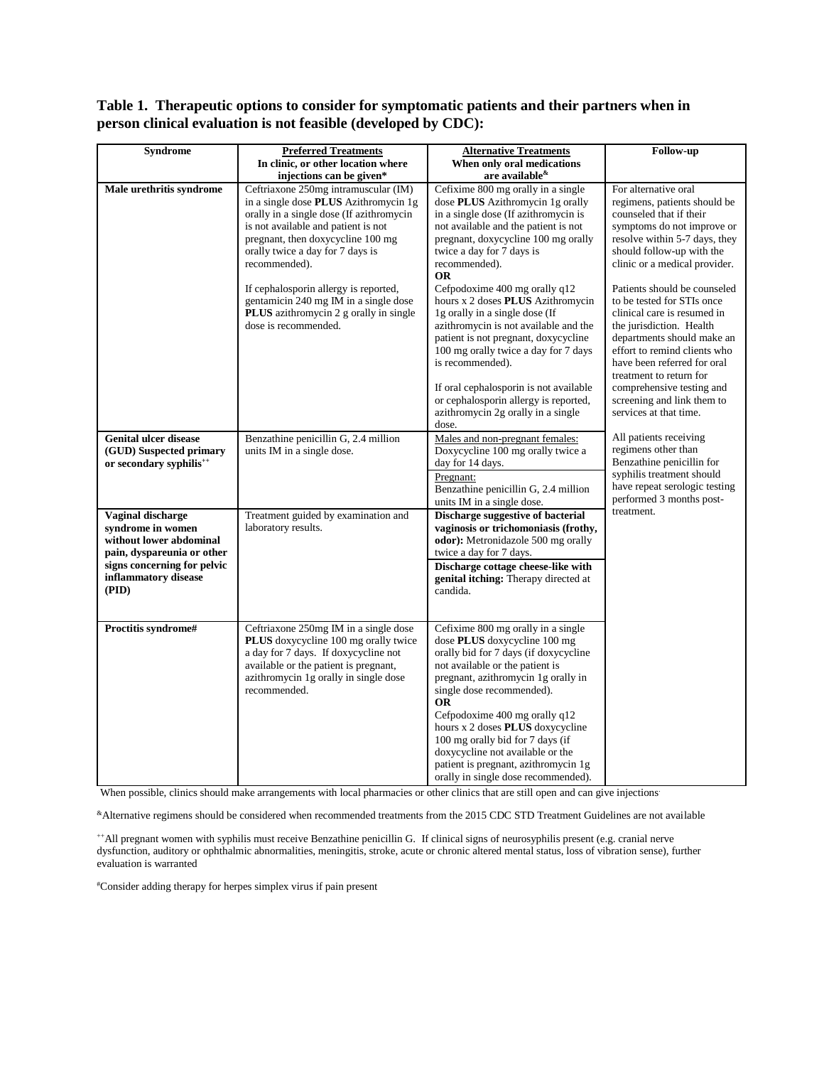**Table 1. Therapeutic options to consider for symptomatic patients and their partners when in person clinical evaluation is not feasible (developed by CDC):**

| Syndrome | Preferred Treatments In clinic, or other location where injections can be given* | Alternative Treatments When only oral medications are available[&] | Follow-up |
|---|---|---|---|
| **Male urethritis syndrome** | Ceftriaxone 250mg intramuscular (IM) in a single dose **PLUS** Azithromycin 1g orally in a single dose (If azithromycin is not available and patient is not pregnant, then doxycycline 100 mg orally twice a day for 7 days is recommended).<br><br>If cephalosporin allergy is reported, gentamicin 240 mg IM in a single dose **PLUS** azithromycin 2 g orally in single dose is recommended. | Cefixime 800 mg orally in a single dose **PLUS** Azithromycin 1g orally in a single dose (If azithromycin is not available and the patient is not pregnant, doxycycline 100 mg orally twice a day for 7 days is recommended).<br>**OR**<br>Cefpodoxime 400 mg orally q12 hours x 2 doses **PLUS** Azithromycin 1g orally in a single dose (If azithromycin is not available and the patient is not pregnant, doxycycline 100 mg orally twice a day for 7 days is recommended).<br><br>If oral cephalosporin is not available or cephalosporin allergy is reported, azithromycin 2g orally in a single dose. | For alternative oral regimens, patients should be counseled that if their symptoms do not improve or resolve within 5-7 days, they should follow-up with the clinic or a medical provider.<br><br>Patients should be counseled to be tested for STIs once clinical care is resumed in the jurisdiction. Health departments should make an effort to remind clients who have been referred for oral treatment to return for comprehensive testing and screening and link them to services at that time.<br><br>All patients receiving regimens other than Benzathine penicillin for syphilis treatment should have repeat serologic testing performed 3 months post-treatment. |
| **Genital ulcer disease (GUD) Suspected primary or secondary syphilis**[++] | Benzathine penicillin G, 2.4 million units IM in a single dose. | Males and non-pregnant females: Doxycycline 100 mg orally twice a day for 14 days.<br>Pregnant: Benzathine penicillin G, 2.4 million units IM in a single dose. | |
| **Vaginal discharge syndrome in women without lower abdominal pain, dyspareunia or other signs concerning for pelvic inflammatory disease (PID)** | Treatment guided by examination and laboratory results. | **Discharge suggestive of bacterial vaginosis or trichomoniasis (frothy, odor):** Metronidazole 500 mg orally twice a day for 7 days.<br>**Discharge cottage cheese-like with genital itching:** Therapy directed at candida. | |
| **Proctitis syndrome#** | Ceftriaxone 250mg IM in a single dose **PLUS** doxycycline 100 mg orally twice a day for 7 days. If doxycycline not available or the patient is pregnant, azithromycin 1g orally in single dose recommended. | Cefixime 800 mg orally in a single dose **PLUS** doxycycline 100 mg orally bid for 7 days (if doxycycline not available or the patient is pregnant, azithromycin 1g orally in single dose recommended).<br>**OR**<br>Cefpodoxime 400 mg orally q12 hours x 2 doses **PLUS** doxycycline 100 mg orally bid for 7 days (if doxycycline not available or the patient is pregnant, azithromycin 1g orally in single dose recommended). | |

When possible, clinics should make arrangements with local pharmacies or other clinics that are still open and can give injections.

[&]Alternative regimens should be considered when recommended treatments from the 2015 CDC STD Treatment Guidelines are not available

[++]All pregnant women with syphilis must receive Benzathine penicillin G. If clinical signs of neurosyphilis present (e.g. cranial nerve dysfunction, auditory or ophthalmic abnormalities, meningitis, stroke, acute or chronic altered mental status, loss of vibration sense), further evaluation is warranted

[#]Consider adding therapy for herpes simplex virus if pain present